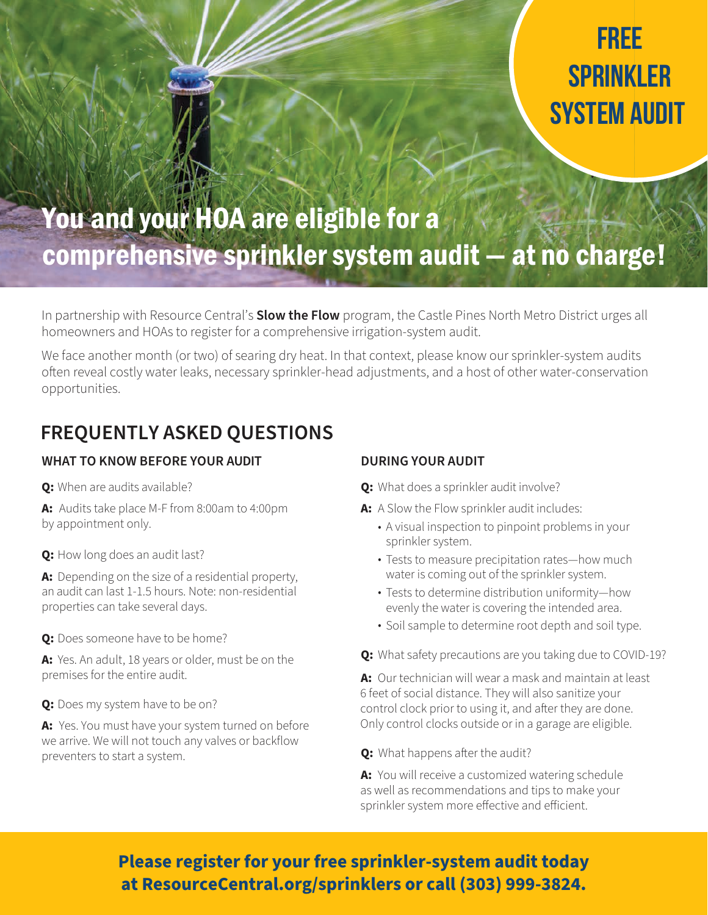# FREE SPRINKLER SYSTEM AUDIT

## You and your HOA are eligible for a comprehensive sprinkler system audit — at no charge!

In partnership with Resource Central's **Slow the Flow** program, the Castle Pines North Metro District urges all homeowners and HOAs to register for a comprehensive irrigation-system audit.

We face another month (or two) of searing dry heat. In that context, please know our sprinkler-system audits often reveal costly water leaks, necessary sprinkler-head adjustments, and a host of other water-conservation opportunities.

## FREQUENTLY ASKED QUESTIONS

### WHAT TO KNOW BEFORE YOUR AUDIT

**Q:** When are audits available?

**A:** Audits take place M-F from 8:00am to 4:00pm by appointment only.

**Q:** How long does an audit last?

**A:** Depending on the size of a residential property, an audit can last 1-1.5 hours. Note: non-residential properties can take several days.

**Q:** Does someone have to be home?

**A:** Yes. An adult, 18 years or older, must be on the premises for the entire audit.

**Q:** Does my system have to be on?

**A:** Yes. You must have your system turned on before we arrive. We will not touch any valves or backflow preventers to start a system.

### DURING YOUR AUDIT

**Q:** What does a sprinkler audit involve?

**A:** A Slow the Flow sprinkler audit includes:

- A visual inspection to pinpoint problems in your sprinkler system.
- Tests to measure precipitation rates—how much water is coming out of the sprinkler system.
- Tests to determine distribution uniformity—how evenly the water is covering the intended area.
- Soil sample to determine root depth and soil type.

**Q:** What safety precautions are you taking due to COVID-19?

**A:** Our technician will wear a mask and maintain at least 6 feet of social distance. They will also sanitize your control clock prior to using it, and after they are done. Only control clocks outside or in a garage are eligible.

**Q:** What happens after the audit?

**A:** You will receive a customized watering schedule as well as recommendations and tips to make your sprinkler system more effective and efficient.

**Please register for your free sprinkler-system audit today at ResourceCentral.org/sprinklers or call (303) 999-3824.**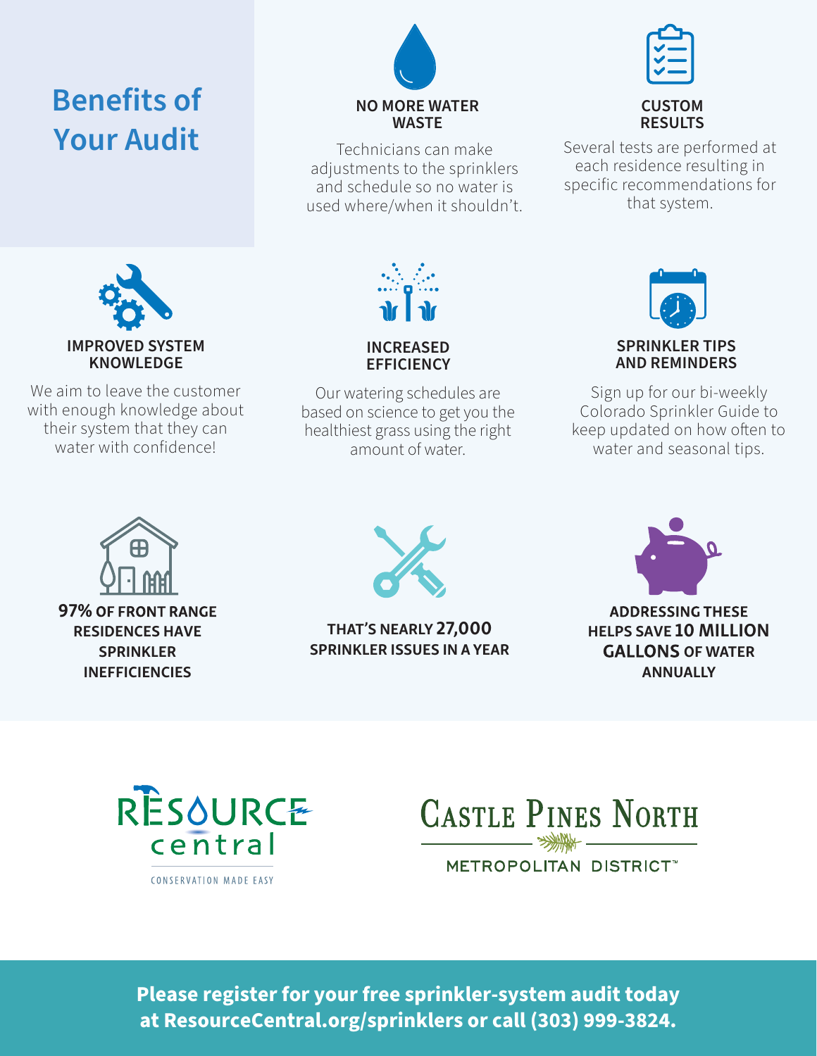## Benefits of Your Audit

### NO MORE WATER WASTE

Technicians can make adjustments to the sprinklers and schedule so no water is used where/when it shouldn't.

### CUSTOM RESULTS

Several tests are performed at each residence resulting in specific recommendations for that system.

### IMPROVED SYSTEM KNOWLEDGE

We aim to leave the customer with enough knowledge about their system that they can water with confidence!

### INCREASED EFFICIENCY

Our watering schedules are based on science to get you the healthiest grass using the right amount of water.

### SPRINKLER TIPS AND REMINDERS

Sign up for our bi-weekly Colorado Sprinkler Guide to keep updated on how often to water and seasonal tips.

**97% OF FRONT RANGE RESIDENCES HAVE SPRINKLER INEFFICIENCIES**

**THAT'S NEARLY 27,000 SPRINKLER ISSUES IN A YEAR**

**ADDRESSING THESE HELPS SAVE 10 MILLION GALLONS OF WATER ANNUALLY**

RESOURCE central

CONSERVATION MADE EASY

CASTLE PINES NORTH

METROPOLITAN DISTRICT™

**Please register for your free sprinkler-system audit today at ResourceCentral.org/sprinklers or call (303) 999-3824.**